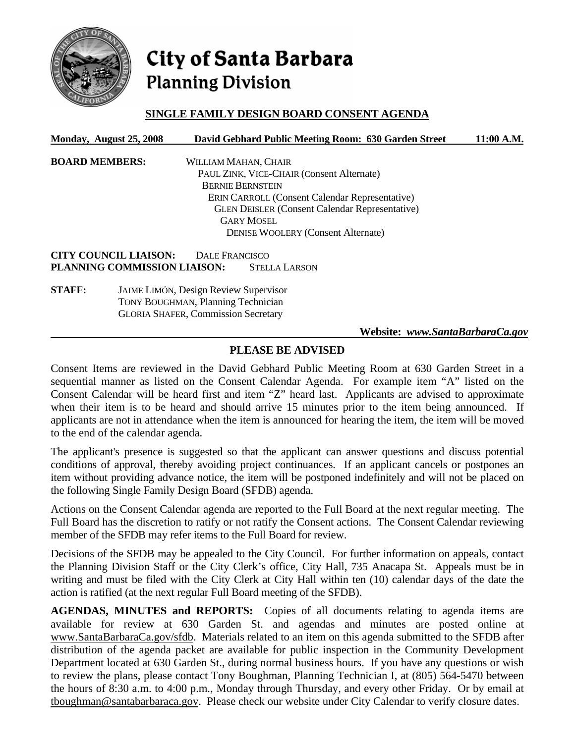# City of Santa Barbara
## Planning Division

### SINGLE FAMILY DESIGN BOARD CONSENT AGENDA

**Monday, August 25, 2008 David Gebhard Public Meeting Room: 630 Garden Street 11:00 A.M.**

**BOARD MEMBERS:**
WILLIAM MAHAN, CHAIR
PAUL ZINK, VICE-CHAIR (Consent Alternate)
BERNIE BERNSTEIN
ERIN CARROLL (Consent Calendar Representative)
GLEN DEISLER (Consent Calendar Representative)
GARY MOSEL
DENISE WOOLERY (Consent Alternate)

**CITY COUNCIL LIAISON:** DALE FRANCISCO
**PLANNING COMMISSION LIAISON:** STELLA LARSON

**STAFF:**
JAIME LIMÓN, Design Review Supervisor
TONY BOUGHMAN, Planning Technician
GLORIA SHAFER, Commission Secretary

**Website:** ***www.SantaBarbaraCa.gov***

### PLEASE BE ADVISED

Consent Items are reviewed in the David Gebhard Public Meeting Room at 630 Garden Street in a sequential manner as listed on the Consent Calendar Agenda. For example item "A" listed on the Consent Calendar will be heard first and item "Z" heard last. Applicants are advised to approximate when their item is to be heard and should arrive 15 minutes prior to the item being announced. If applicants are not in attendance when the item is announced for hearing the item, the item will be moved to the end of the calendar agenda.

The applicant's presence is suggested so that the applicant can answer questions and discuss potential conditions of approval, thereby avoiding project continuances. If an applicant cancels or postpones an item without providing advance notice, the item will be postponed indefinitely and will not be placed on the following Single Family Design Board (SFDB) agenda.

Actions on the Consent Calendar agenda are reported to the Full Board at the next regular meeting. The Full Board has the discretion to ratify or not ratify the Consent actions. The Consent Calendar reviewing member of the SFDB may refer items to the Full Board for review.

Decisions of the SFDB may be appealed to the City Council. For further information on appeals, contact the Planning Division Staff or the City Clerk's office, City Hall, 735 Anacapa St. Appeals must be in writing and must be filed with the City Clerk at City Hall within ten (10) calendar days of the date the action is ratified (at the next regular Full Board meeting of the SFDB).

**AGENDAS, MINUTES and REPORTS:** Copies of all documents relating to agenda items are available for review at 630 Garden St. and agendas and minutes are posted online at www.SantaBarbaraCa.gov/sfdb. Materials related to an item on this agenda submitted to the SFDB after distribution of the agenda packet are available for public inspection in the Community Development Department located at 630 Garden St., during normal business hours. If you have any questions or wish to review the plans, please contact Tony Boughman, Planning Technician I, at (805) 564-5470 between the hours of 8:30 a.m. to 4:00 p.m., Monday through Thursday, and every other Friday. Or by email at tboughman@santabarbaraca.gov. Please check our website under City Calendar to verify closure dates.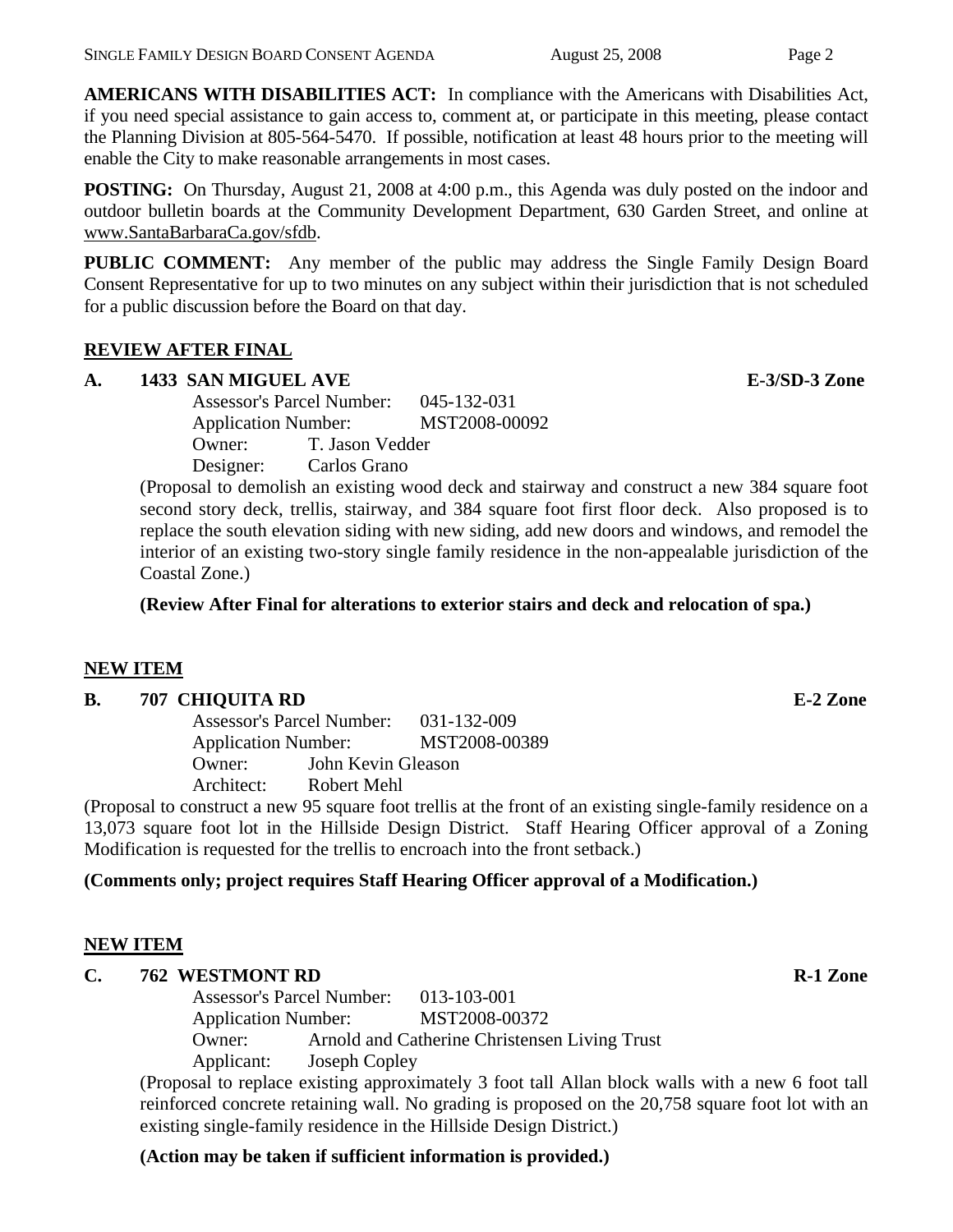**AMERICANS WITH DISABILITIES ACT:** In compliance with the Americans with Disabilities Act, if you need special assistance to gain access to, comment at, or participate in this meeting, please contact the Planning Division at 805-564-5470. If possible, notification at least 48 hours prior to the meeting will enable the City to make reasonable arrangements in most cases.

**POSTING:** On Thursday, August 21, 2008 at 4:00 p.m., this Agenda was duly posted on the indoor and outdoor bulletin boards at the Community Development Department, 630 Garden Street, and online at www.SantaBarbaraCa.gov/sfdb.

**PUBLIC COMMENT:** Any member of the public may address the Single Family Design Board Consent Representative for up to two minutes on any subject within their jurisdiction that is not scheduled for a public discussion before the Board on that day.

## REVIEW AFTER FINAL

**A. 1433 SAN MIGUEL AVE** **E-3/SD-3 Zone**

Assessor's Parcel Number: 045-132-031
Application Number: MST2008-00092
Owner: T. Jason Vedder
Designer: Carlos Grano

(Proposal to demolish an existing wood deck and stairway and construct a new 384 square foot second story deck, trellis, stairway, and 384 square foot first floor deck. Also proposed is to replace the south elevation siding with new siding, add new doors and windows, and remodel the interior of an existing two-story single family residence in the non-appealable jurisdiction of the Coastal Zone.)

**(Review After Final for alterations to exterior stairs and deck and relocation of spa.)**

## NEW ITEM

**B. 707 CHIQUITA RD** **E-2 Zone**

Assessor's Parcel Number: 031-132-009
Application Number: MST2008-00389
Owner: John Kevin Gleason
Architect: Robert Mehl

(Proposal to construct a new 95 square foot trellis at the front of an existing single-family residence on a 13,073 square foot lot in the Hillside Design District. Staff Hearing Officer approval of a Zoning Modification is requested for the trellis to encroach into the front setback.)

**(Comments only; project requires Staff Hearing Officer approval of a Modification.)**

## NEW ITEM

**C. 762 WESTMONT RD** **R-1 Zone**

Assessor's Parcel Number: 013-103-001
Application Number: MST2008-00372
Owner: Arnold and Catherine Christensen Living Trust
Applicant: Joseph Copley

(Proposal to replace existing approximately 3 foot tall Allan block walls with a new 6 foot tall reinforced concrete retaining wall. No grading is proposed on the 20,758 square foot lot with an existing single-family residence in the Hillside Design District.)

**(Action may be taken if sufficient information is provided.)**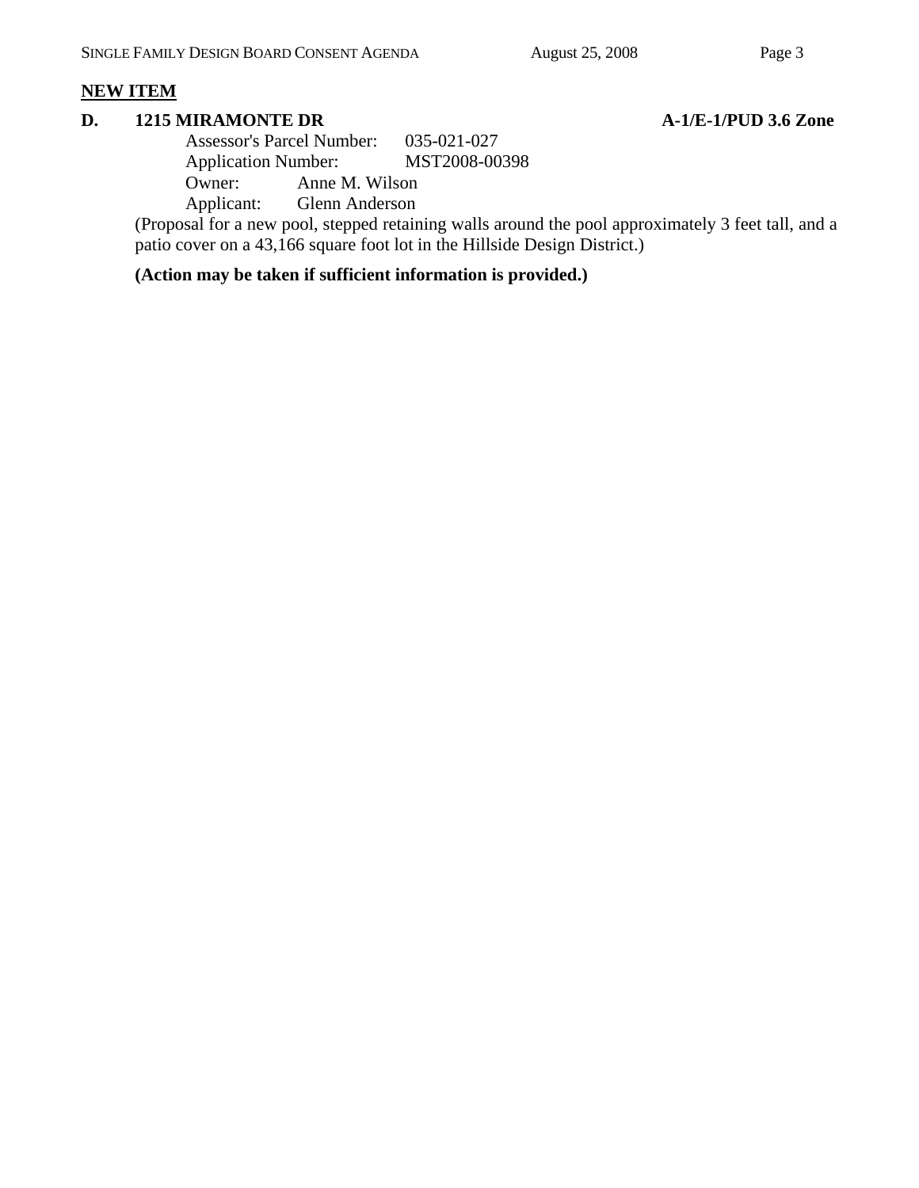**NEW ITEM**

**D. 1215 MIRAMONTE DR** **A-1/E-1/PUD 3.6 Zone**

Assessor's Parcel Number: 035-021-027
Application Number: MST2008-00398
Owner: Anne M. Wilson
Applicant: Glenn Anderson

(Proposal for a new pool, stepped retaining walls around the pool approximately 3 feet tall, and a patio cover on a 43,166 square foot lot in the Hillside Design District.)

**(Action may be taken if sufficient information is provided.)**